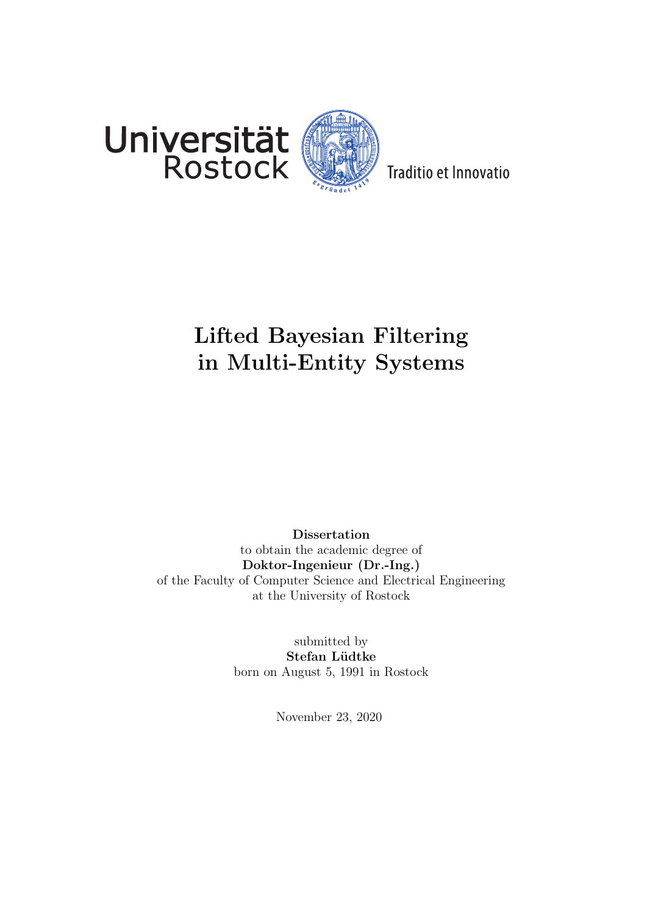Universität Rostock

Traditio et Innovatio

# Lifted Bayesian Filtering in Multi-Entity Systems

**Dissertation**
to obtain the academic degree of
**Doktor-Ingenieur (Dr.-Ing.)**
of the Faculty of Computer Science and Electrical Engineering
at the University of Rostock

submitted by
**Stefan Lüdtke**
born on August 5, 1991 in Rostock

November 23, 2020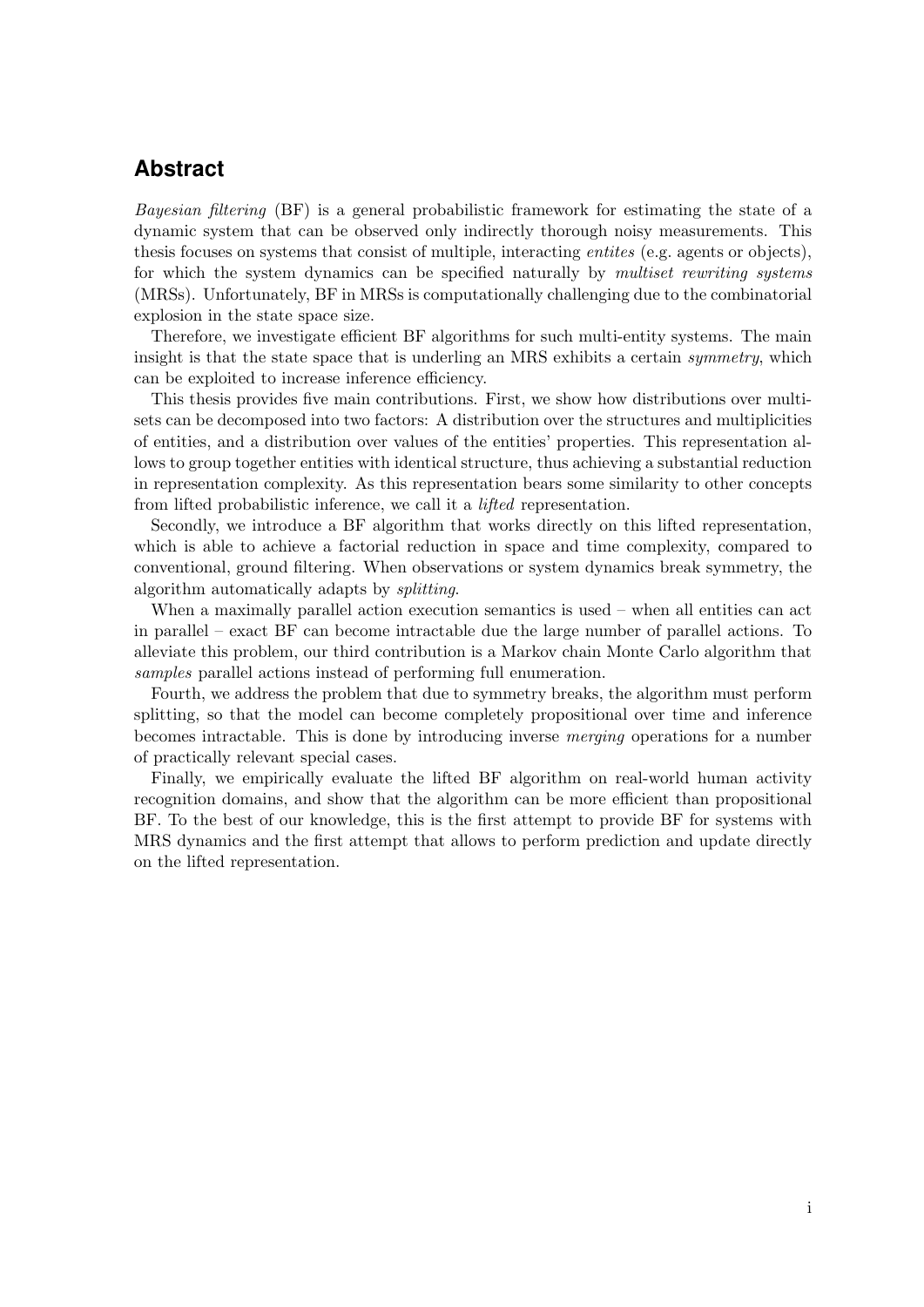## Abstract

*Bayesian filtering* (BF) is a general probabilistic framework for estimating the state of a dynamic system that can be observed only indirectly thorough noisy measurements. This thesis focuses on systems that consist of multiple, interacting *entites* (e.g. agents or objects), for which the system dynamics can be specified naturally by *multiset rewriting systems* (MRSs). Unfortunately, BF in MRSs is computationally challenging due to the combinatorial explosion in the state space size.

Therefore, we investigate efficient BF algorithms for such multi-entity systems. The main insight is that the state space that is underling an MRS exhibits a certain *symmetry*, which can be exploited to increase inference efficiency.

This thesis provides five main contributions. First, we show how distributions over multisets can be decomposed into two factors: A distribution over the structures and multiplicities of entities, and a distribution over values of the entities' properties. This representation allows to group together entities with identical structure, thus achieving a substantial reduction in representation complexity. As this representation bears some similarity to other concepts from lifted probabilistic inference, we call it a *lifted* representation.

Secondly, we introduce a BF algorithm that works directly on this lifted representation, which is able to achieve a factorial reduction in space and time complexity, compared to conventional, ground filtering. When observations or system dynamics break symmetry, the algorithm automatically adapts by *splitting*.

When a maximally parallel action execution semantics is used – when all entities can act in parallel – exact BF can become intractable due the large number of parallel actions. To alleviate this problem, our third contribution is a Markov chain Monte Carlo algorithm that *samples* parallel actions instead of performing full enumeration.

Fourth, we address the problem that due to symmetry breaks, the algorithm must perform splitting, so that the model can become completely propositional over time and inference becomes intractable. This is done by introducing inverse *merging* operations for a number of practically relevant special cases.

Finally, we empirically evaluate the lifted BF algorithm on real-world human activity recognition domains, and show that the algorithm can be more efficient than propositional BF. To the best of our knowledge, this is the first attempt to provide BF for systems with MRS dynamics and the first attempt that allows to perform prediction and update directly on the lifted representation.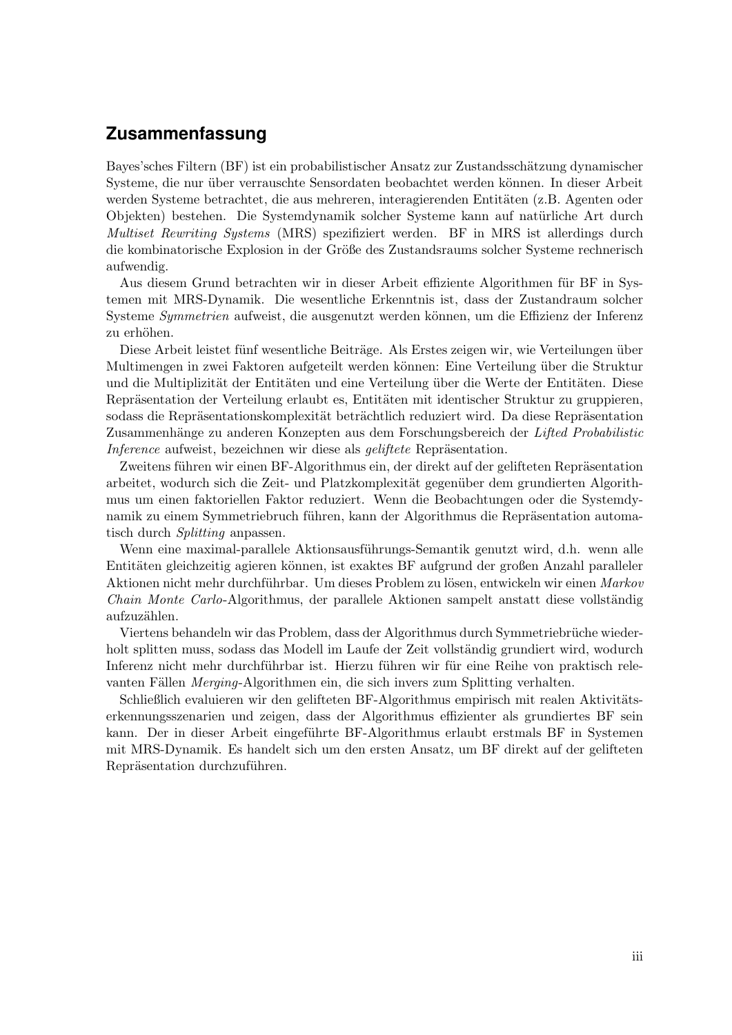## Zusammenfassung

Bayes'sches Filtern (BF) ist ein probabilistischer Ansatz zur Zustandsschätzung dynamischer Systeme, die nur über verrauschte Sensordaten beobachtet werden können. In dieser Arbeit werden Systeme betrachtet, die aus mehreren, interagierenden Entitäten (z.B. Agenten oder Objekten) bestehen. Die Systemdynamik solcher Systeme kann auf natürliche Art durch *Multiset Rewriting Systems* (MRS) spezifiziert werden. BF in MRS ist allerdings durch die kombinatorische Explosion in der Größe des Zustandsraums solcher Systeme rechnerisch aufwendig.

Aus diesem Grund betrachten wir in dieser Arbeit effiziente Algorithmen für BF in Systemen mit MRS-Dynamik. Die wesentliche Erkenntnis ist, dass der Zustandraum solcher Systeme *Symmetrien* aufweist, die ausgenutzt werden können, um die Effizienz der Inferenz zu erhöhen.

Diese Arbeit leistet fünf wesentliche Beiträge. Als Erstes zeigen wir, wie Verteilungen über Multimengen in zwei Faktoren aufgeteilt werden können: Eine Verteilung über die Struktur und die Multiplizität der Entitäten und eine Verteilung über die Werte der Entitäten. Diese Repräsentation der Verteilung erlaubt es, Entitäten mit identischer Struktur zu gruppieren, sodass die Repräsentationskomplexität beträchtlich reduziert wird. Da diese Repräsentation Zusammenhänge zu anderen Konzepten aus dem Forschungsbereich der *Lifted Probabilistic Inference* aufweist, bezeichnen wir diese als *geliftete* Repräsentation.

Zweitens führen wir einen BF-Algorithmus ein, der direkt auf der gelifteten Repräsentation arbeitet, wodurch sich die Zeit- und Platzkomplexität gegenüber dem grundierten Algorithmus um einen faktoriellen Faktor reduziert. Wenn die Beobachtungen oder die Systemdynamik zu einem Symmetriebruch führen, kann der Algorithmus die Repräsentation automatisch durch *Splitting* anpassen.

Wenn eine maximal-parallele Aktionsausführungs-Semantik genutzt wird, d.h. wenn alle Entitäten gleichzeitig agieren können, ist exaktes BF aufgrund der großen Anzahl paralleler Aktionen nicht mehr durchführbar. Um dieses Problem zu lösen, entwickeln wir einen *Markov Chain Monte Carlo*-Algorithmus, der parallele Aktionen sampelt anstatt diese vollständig aufzuzählen.

Viertens behandeln wir das Problem, dass der Algorithmus durch Symmetriebrüche wiederholt splitten muss, sodass das Modell im Laufe der Zeit vollständig grundiert wird, wodurch Inferenz nicht mehr durchführbar ist. Hierzu führen wir für eine Reihe von praktisch relevanten Fällen *Merging*-Algorithmen ein, die sich invers zum Splitting verhalten.

Schließlich evaluieren wir den gelifteten BF-Algorithmus empirisch mit realen Aktivitätserkennungsszenarien und zeigen, dass der Algorithmus effizienter als grundiertes BF sein kann. Der in dieser Arbeit eingeführte BF-Algorithmus erlaubt erstmals BF in Systemen mit MRS-Dynamik. Es handelt sich um den ersten Ansatz, um BF direkt auf der gelifteten Repräsentation durchzuführen.